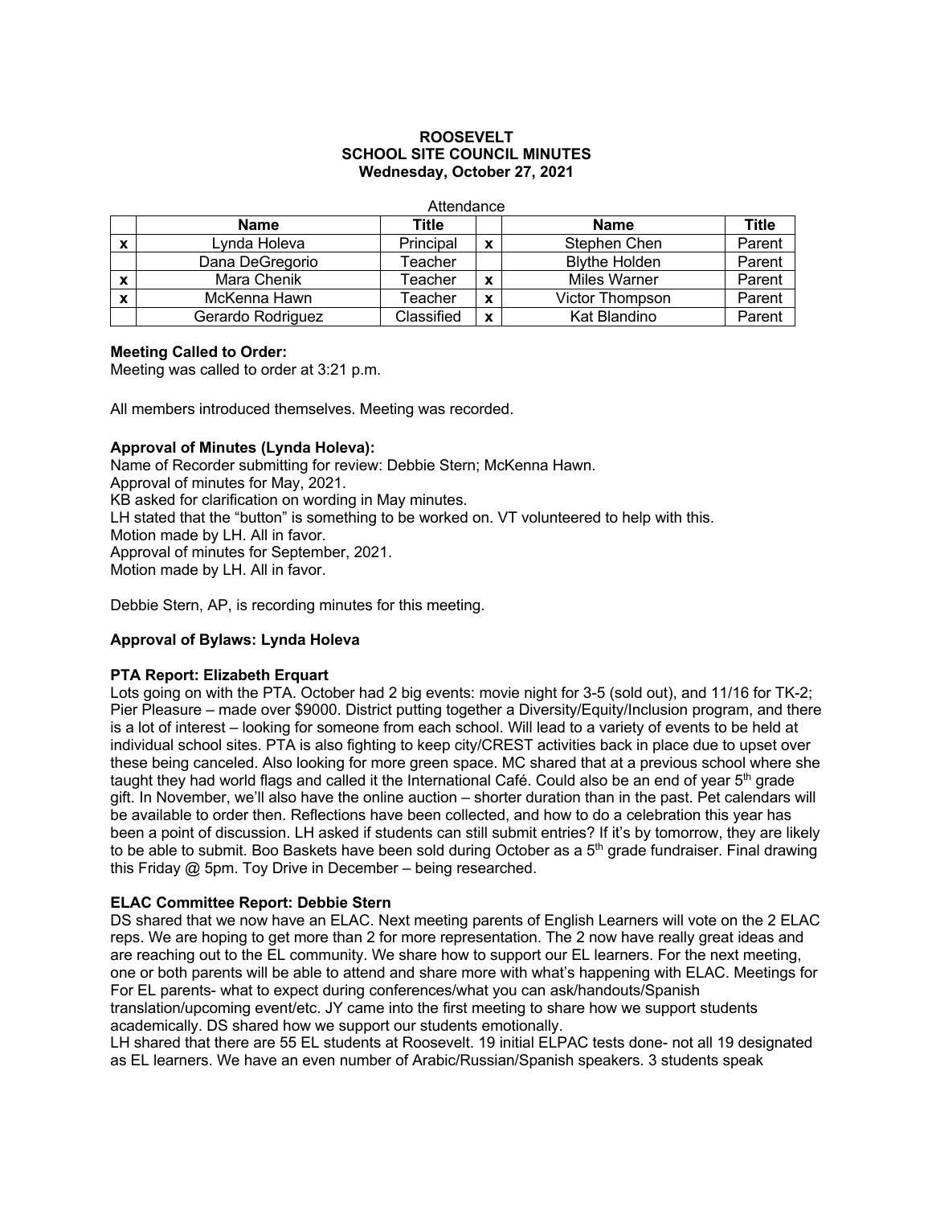**ROOSEVELT**
**SCHOOL SITE COUNCIL MINUTES**
**Wednesday, October 27, 2021**

Attendance

| | Name | Title | | Name | Title |
|---|---|---|---|---|---|
| x | Lynda Holeva | Principal | x | Stephen Chen | Parent |
| | Dana DeGregorio | Teacher | | Blythe Holden | Parent |
| x | Mara Chenik | Teacher | x | Miles Warner | Parent |
| x | McKenna Hawn | Teacher | x | Victor Thompson | Parent |
| | Gerardo Rodriguez | Classified | x | Kat Blandino | Parent |

**Meeting Called to Order:**
Meeting was called to order at 3:21 p.m.

All members introduced themselves. Meeting was recorded.

**Approval of Minutes (Lynda Holeva):**
Name of Recorder submitting for review: Debbie Stern; McKenna Hawn.
Approval of minutes for May, 2021.
KB asked for clarification on wording in May minutes.
LH stated that the "button" is something to be worked on. VT volunteered to help with this.
Motion made by LH. All in favor.
Approval of minutes for September, 2021.
Motion made by LH. All in favor.

Debbie Stern, AP, is recording minutes for this meeting.

**Approval of Bylaws: Lynda Holeva**

**PTA Report: Elizabeth Erquart**
Lots going on with the PTA. October had 2 big events: movie night for 3-5 (sold out), and 11/16 for TK-2; Pier Pleasure – made over $9000. District putting together a Diversity/Equity/Inclusion program, and there is a lot of interest – looking for someone from each school. Will lead to a variety of events to be held at individual school sites. PTA is also fighting to keep city/CREST activities back in place due to upset over these being canceled. Also looking for more green space. MC shared that at a previous school where she taught they had world flags and called it the International Café. Could also be an end of year 5th grade gift. In November, we'll also have the online auction – shorter duration than in the past. Pet calendars will be available to order then. Reflections have been collected, and how to do a celebration this year has been a point of discussion. LH asked if students can still submit entries? If it's by tomorrow, they are likely to be able to submit. Boo Baskets have been sold during October as a 5th grade fundraiser. Final drawing this Friday @ 5pm. Toy Drive in December – being researched.

**ELAC Committee Report: Debbie Stern**
DS shared that we now have an ELAC. Next meeting parents of English Learners will vote on the 2 ELAC reps. We are hoping to get more than 2 for more representation. The 2 now have really great ideas and are reaching out to the EL community. We share how to support our EL learners. For the next meeting, one or both parents will be able to attend and share more with what's happening with ELAC. Meetings for For EL parents- what to expect during conferences/what you can ask/handouts/Spanish translation/upcoming event/etc. JY came into the first meeting to share how we support students academically. DS shared how we support our students emotionally.
LH shared that there are 55 EL students at Roosevelt. 19 initial ELPAC tests done- not all 19 designated as EL learners. We have an even number of Arabic/Russian/Spanish speakers. 3 students speak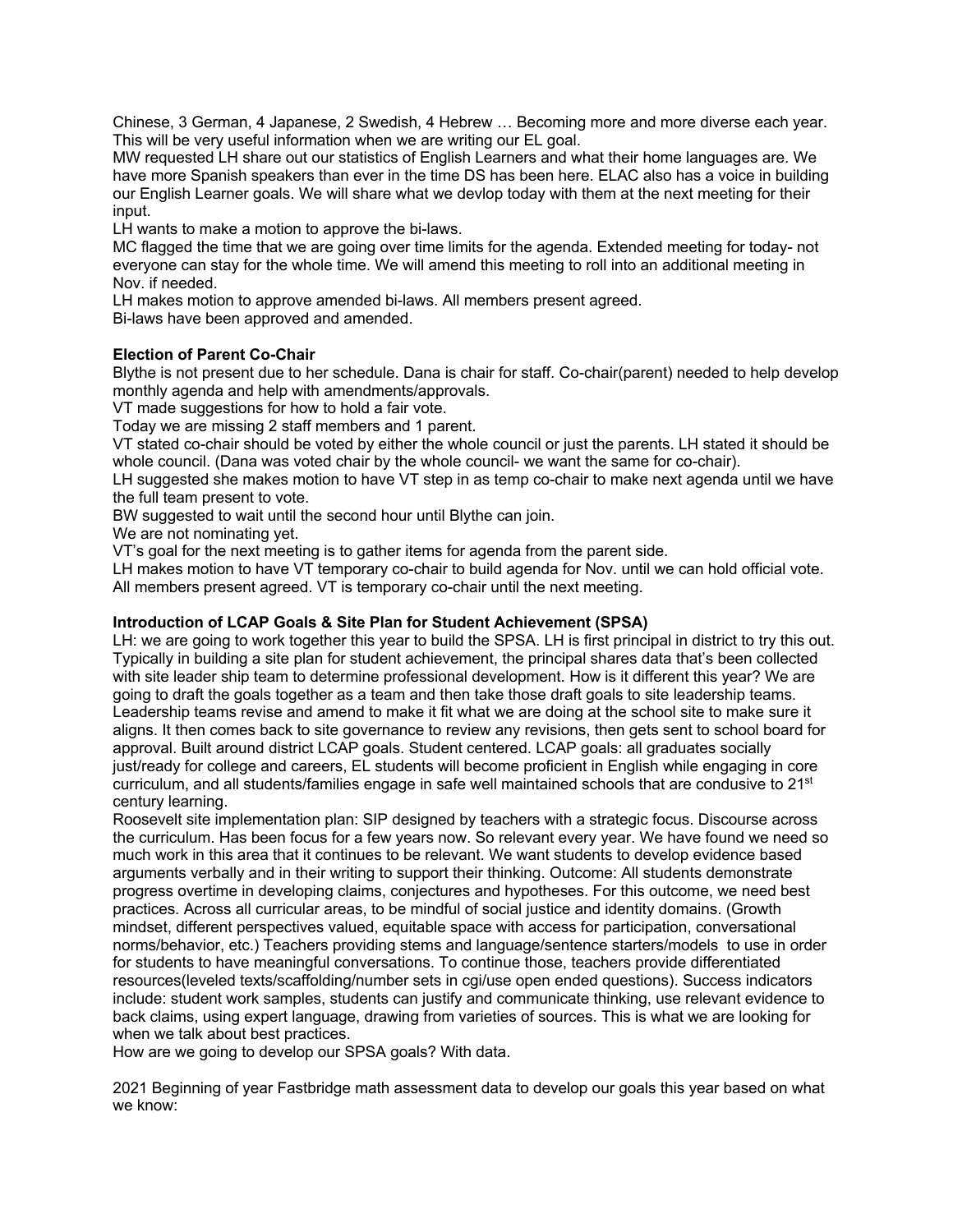Chinese, 3 German, 4 Japanese, 2 Swedish, 4 Hebrew … Becoming more and more diverse each year. This will be very useful information when we are writing our EL goal.

MW requested LH share out our statistics of English Learners and what their home languages are. We have more Spanish speakers than ever in the time DS has been here. ELAC also has a voice in building our English Learner goals. We will share what we devlop today with them at the next meeting for their input.

LH wants to make a motion to approve the bi-laws.

MC flagged the time that we are going over time limits for the agenda. Extended meeting for today- not everyone can stay for the whole time. We will amend this meeting to roll into an additional meeting in Nov. if needed.

LH makes motion to approve amended bi-laws. All members present agreed.

Bi-laws have been approved and amended.

**Election of Parent Co-Chair**

Blythe is not present due to her schedule. Dana is chair for staff. Co-chair(parent) needed to help develop monthly agenda and help with amendments/approvals.

VT made suggestions for how to hold a fair vote.

Today we are missing 2 staff members and 1 parent.

VT stated co-chair should be voted by either the whole council or just the parents. LH stated it should be whole council. (Dana was voted chair by the whole council- we want the same for co-chair).

LH suggested she makes motion to have VT step in as temp co-chair to make next agenda until we have the full team present to vote.

BW suggested to wait until the second hour until Blythe can join.

We are not nominating yet.

VT's goal for the next meeting is to gather items for agenda from the parent side.

LH makes motion to have VT temporary co-chair to build agenda for Nov. until we can hold official vote. All members present agreed. VT is temporary co-chair until the next meeting.

**Introduction of LCAP Goals & Site Plan for Student Achievement (SPSA)**

LH: we are going to work together this year to build the SPSA. LH is first principal in district to try this out. Typically in building a site plan for student achievement, the principal shares data that's been collected with site leader ship team to determine professional development. How is it different this year? We are going to draft the goals together as a team and then take those draft goals to site leadership teams. Leadership teams revise and amend to make it fit what we are doing at the school site to make sure it aligns. It then comes back to site governance to review any revisions, then gets sent to school board for approval. Built around district LCAP goals. Student centered. LCAP goals: all graduates socially just/ready for college and careers, EL students will become proficient in English while engaging in core curriculum, and all students/families engage in safe well maintained schools that are condusive to 21st century learning.

Roosevelt site implementation plan: SIP designed by teachers with a strategic focus. Discourse across the curriculum. Has been focus for a few years now. So relevant every year. We have found we need so much work in this area that it continues to be relevant. We want students to develop evidence based arguments verbally and in their writing to support their thinking. Outcome: All students demonstrate progress overtime in developing claims, conjectures and hypotheses. For this outcome, we need best practices. Across all curricular areas, to be mindful of social justice and identity domains. (Growth mindset, different perspectives valued, equitable space with access for participation, conversational norms/behavior, etc.) Teachers providing stems and language/sentence starters/models to use in order for students to have meaningful conversations. To continue those, teachers provide differentiated resources(leveled texts/scaffolding/number sets in cgi/use open ended questions). Success indicators include: student work samples, students can justify and communicate thinking, use relevant evidence to back claims, using expert language, drawing from varieties of sources. This is what we are looking for when we talk about best practices.

How are we going to develop our SPSA goals? With data.

2021 Beginning of year Fastbridge math assessment data to develop our goals this year based on what we know: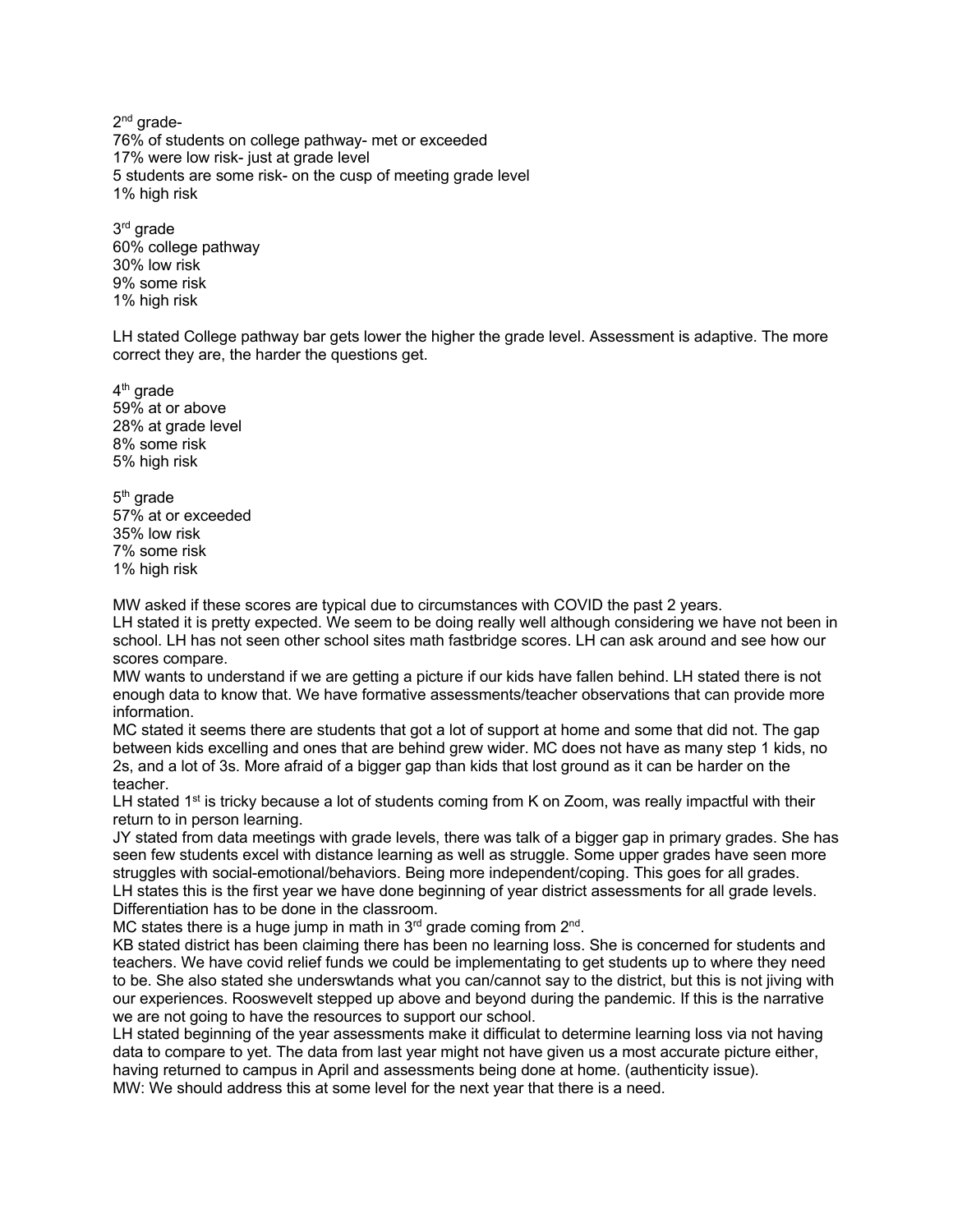2nd grade-
76% of students on college pathway- met or exceeded
17% were low risk- just at grade level
5 students are some risk- on the cusp of meeting grade level
1% high risk

3rd grade
60% college pathway
30% low risk
9% some risk
1% high risk

LH stated College pathway bar gets lower the higher the grade level. Assessment is adaptive. The more correct they are, the harder the questions get.

4th grade
59% at or above
28% at grade level
8% some risk
5% high risk

5th grade
57% at or exceeded
35% low risk
7% some risk
1% high risk

MW asked if these scores are typical due to circumstances with COVID the past 2 years.
LH stated it is pretty expected. We seem to be doing really well although considering we have not been in school. LH has not seen other school sites math fastbridge scores. LH can ask around and see how our scores compare.
MW wants to understand if we are getting a picture if our kids have fallen behind. LH stated there is not enough data to know that. We have formative assessments/teacher observations that can provide more information.
MC stated it seems there are students that got a lot of support at home and some that did not. The gap between kids excelling and ones that are behind grew wider. MC does not have as many step 1 kids, no 2s, and a lot of 3s. More afraid of a bigger gap than kids that lost ground as it can be harder on the teacher.
LH stated 1st is tricky because a lot of students coming from K on Zoom, was really impactful with their return to in person learning.
JY stated from data meetings with grade levels, there was talk of a bigger gap in primary grades. She has seen few students excel with distance learning as well as struggle. Some upper grades have seen more struggles with social-emotional/behaviors. Being more independent/coping. This goes for all grades.
LH states this is the first year we have done beginning of year district assessments for all grade levels. Differentiation has to be done in the classroom.
MC states there is a huge jump in math in 3rd grade coming from 2nd.
KB stated district has been claiming there has been no learning loss. She is concerned for students and teachers. We have covid relief funds we could be implementating to get students up to where they need to be. She also stated she underswtands what you can/cannot say to the district, but this is not jiving with our experiences. Rooswevelt stepped up above and beyond during the pandemic. If this is the narrative we are not going to have the resources to support our school.
LH stated beginning of the year assessments make it difficulat to determine learning loss via not having data to compare to yet. The data from last year might not have given us a most accurate picture either, having returned to campus in April and assessments being done at home. (authenticity issue).
MW: We should address this at some level for the next year that there is a need.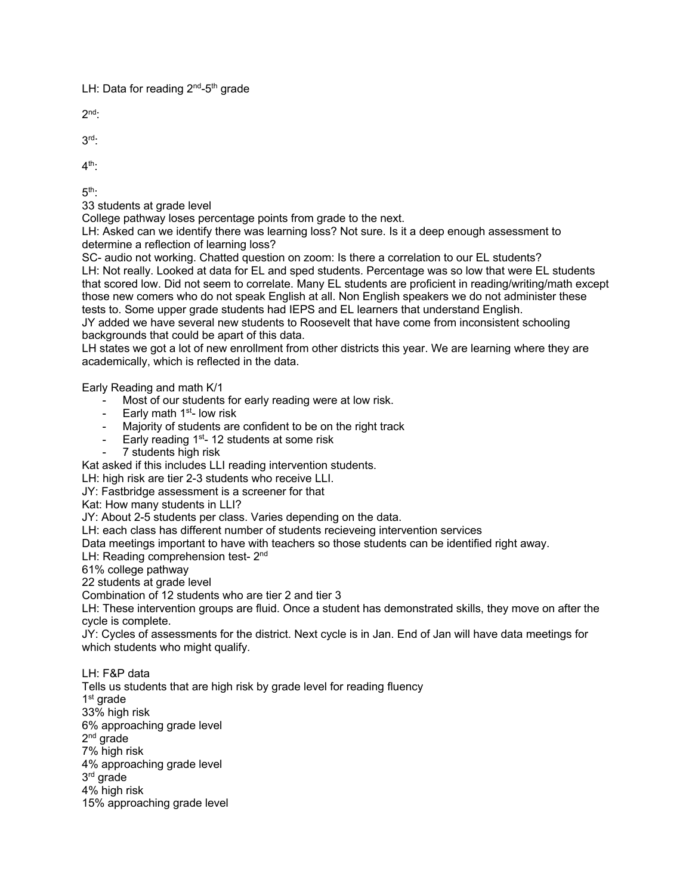LH: Data for reading 2nd-5th grade

2nd:

3rd:

4th:

5th:
33 students at grade level
College pathway loses percentage points from grade to the next.
LH: Asked can we identify there was learning loss? Not sure. Is it a deep enough assessment to determine a reflection of learning loss?
SC- audio not working. Chatted question on zoom: Is there a correlation to our EL students?
LH: Not really. Looked at data for EL and sped students. Percentage was so low that were EL students that scored low. Did not seem to correlate. Many EL students are proficient in reading/writing/math except those new comers who do not speak English at all. Non English speakers we do not administer these tests to. Some upper grade students had IEPS and EL learners that understand English.
JY added we have several new students to Roosevelt that have come from inconsistent schooling backgrounds that could be apart of this data.
LH states we got a lot of new enrollment from other districts this year. We are learning where they are academically, which is reflected in the data.

Early Reading and math K/1

- Most of our students for early reading were at low risk.
- Early math 1st- low risk
- Majority of students are confident to be on the right track
- Early reading 1st- 12 students at some risk
- 7 students high risk

Kat asked if this includes LLI reading intervention students.
LH: high risk are tier 2-3 students who receive LLI.
JY: Fastbridge assessment is a screener for that
Kat: How many students in LLI?
JY: About 2-5 students per class. Varies depending on the data.
LH: each class has different number of students recieveing intervention services
Data meetings important to have with teachers so those students can be identified right away.
LH: Reading comprehension test- 2nd
61% college pathway
22 students at grade level
Combination of 12 students who are tier 2 and tier 3
LH: These intervention groups are fluid. Once a student has demonstrated skills, they move on after the cycle is complete.
JY: Cycles of assessments for the district. Next cycle is in Jan. End of Jan will have data meetings for which students who might qualify.

LH: F&P data
Tells us students that are high risk by grade level for reading fluency
1st grade
33% high risk
6% approaching grade level
2nd grade
7% high risk
4% approaching grade level
3rd grade
4% high risk
15% approaching grade level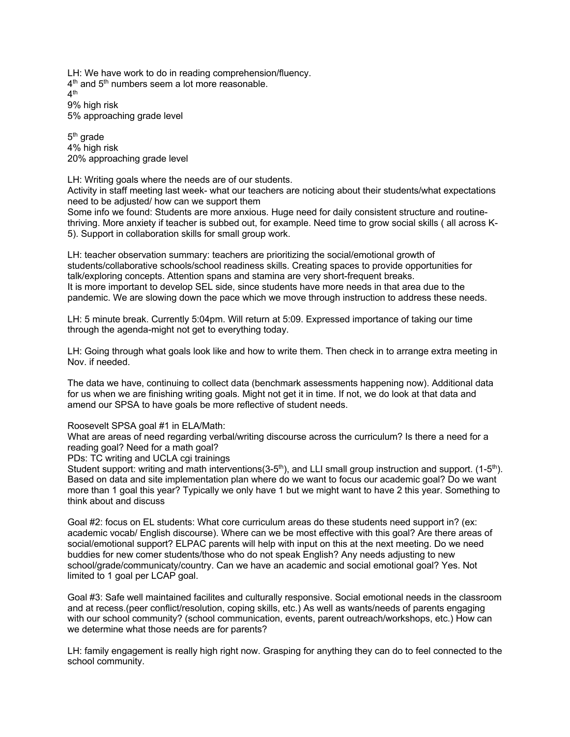LH: We have work to do in reading comprehension/fluency.
4th and 5th numbers seem a lot more reasonable.
4th
9% high risk
5% approaching grade level

5th grade
4% high risk
20% approaching grade level

LH: Writing goals where the needs are of our students.
Activity in staff meeting last week- what our teachers are noticing about their students/what expectations need to be adjusted/ how can we support them
Some info we found: Students are more anxious. Huge need for daily consistent structure and routine-thriving. More anxiety if teacher is subbed out, for example. Need time to grow social skills ( all across K-5). Support in collaboration skills for small group work.

LH: teacher observation summary: teachers are prioritizing the social/emotional growth of students/collaborative schools/school readiness skills. Creating spaces to provide opportunities for talk/exploring concepts. Attention spans and stamina are very short-frequent breaks.
It is more important to develop SEL side, since students have more needs in that area due to the pandemic. We are slowing down the pace which we move through instruction to address these needs.

LH: 5 minute break. Currently 5:04pm. Will return at 5:09. Expressed importance of taking our time through the agenda-might not get to everything today.

LH: Going through what goals look like and how to write them. Then check in to arrange extra meeting in Nov. if needed.

The data we have, continuing to collect data (benchmark assessments happening now). Additional data for us when we are finishing writing goals. Might not get it in time. If not, we do look at that data and amend our SPSA to have goals be more reflective of student needs.

Roosevelt SPSA goal #1 in ELA/Math:
What are areas of need regarding verbal/writing discourse across the curriculum? Is there a need for a reading goal? Need for a math goal?
PDs: TC writing and UCLA cgi trainings
Student support: writing and math interventions(3-5th), and LLI small group instruction and support. (1-5th). Based on data and site implementation plan where do we want to focus our academic goal? Do we want more than 1 goal this year? Typically we only have 1 but we might want to have 2 this year. Something to think about and discuss

Goal #2: focus on EL students: What core curriculum areas do these students need support in? (ex: academic vocab/ English discourse). Where can we be most effective with this goal? Are there areas of social/emotional support? ELPAC parents will help with input on this at the next meeting. Do we need buddies for new comer students/those who do not speak English? Any needs adjusting to new school/grade/communicaty/country. Can we have an academic and social emotional goal? Yes. Not limited to 1 goal per LCAP goal.

Goal #3: Safe well maintained facilites and culturally responsive. Social emotional needs in the classroom and at recess.(peer conflict/resolution, coping skills, etc.) As well as wants/needs of parents engaging with our school community? (school communication, events, parent outreach/workshops, etc.) How can we determine what those needs are for parents?

LH: family engagement is really high right now. Grasping for anything they can do to feel connected to the school community.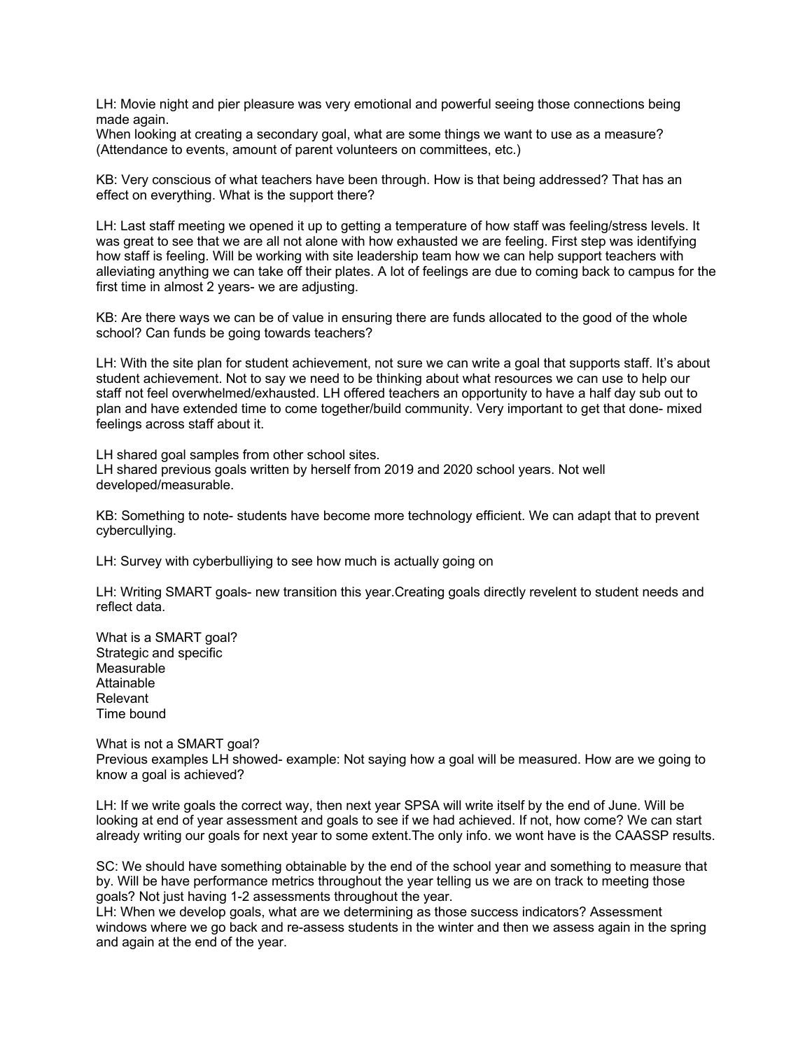LH: Movie night and pier pleasure was very emotional and powerful seeing those connections being made again.
When looking at creating a secondary goal, what are some things we want to use as a measure? (Attendance to events, amount of parent volunteers on committees, etc.)

KB: Very conscious of what teachers have been through. How is that being addressed? That has an effect on everything. What is the support there?

LH: Last staff meeting we opened it up to getting a temperature of how staff was feeling/stress levels. It was great to see that we are all not alone with how exhausted we are feeling. First step was identifying how staff is feeling. Will be working with site leadership team how we can help support teachers with alleviating anything we can take off their plates. A lot of feelings are due to coming back to campus for the first time in almost 2 years- we are adjusting.

KB: Are there ways we can be of value in ensuring there are funds allocated to the good of the whole school? Can funds be going towards teachers?

LH: With the site plan for student achievement, not sure we can write a goal that supports staff. It's about student achievement. Not to say we need to be thinking about what resources we can use to help our staff not feel overwhelmed/exhausted. LH offered teachers an opportunity to have a half day sub out to plan and have extended time to come together/build community. Very important to get that done- mixed feelings across staff about it.

LH shared goal samples from other school sites.
LH shared previous goals written by herself from 2019 and 2020 school years. Not well developed/measurable.

KB: Something to note- students have become more technology efficient. We can adapt that to prevent cybercullying.

LH: Survey with cyberbulliying to see how much is actually going on

LH: Writing SMART goals- new transition this year.Creating goals directly revelent to student needs and reflect data.

What is a SMART goal?
Strategic and specific
Measurable
Attainable
Relevant
Time bound

What is not a SMART goal?
Previous examples LH showed- example: Not saying how a goal will be measured. How are we going to know a goal is achieved?

LH: If we write goals the correct way, then next year SPSA will write itself by the end of June. Will be looking at end of year assessment and goals to see if we had achieved. If not, how come? We can start already writing our goals for next year to some extent.The only info. we wont have is the CAASSP results.

SC: We should have something obtainable by the end of the school year and something to measure that by. Will be have performance metrics throughout the year telling us we are on track to meeting those goals? Not just having 1-2 assessments throughout the year.
LH: When we develop goals, what are we determining as those success indicators? Assessment windows where we go back and re-assess students in the winter and then we assess again in the spring and again at the end of the year.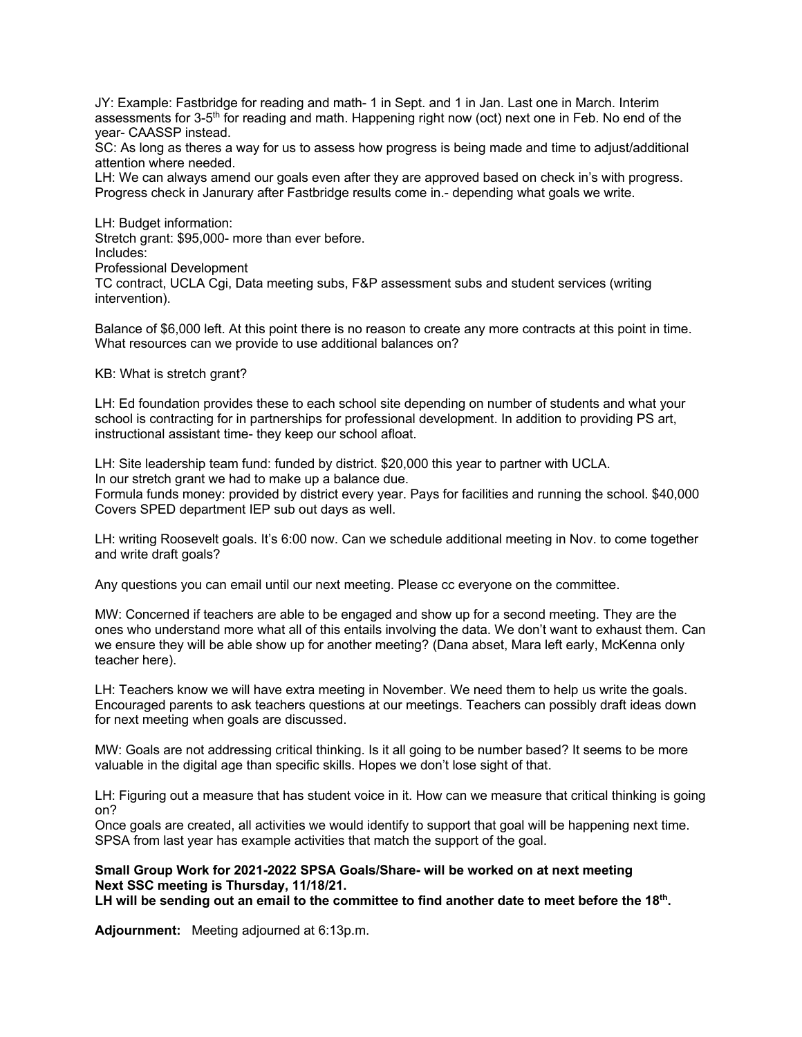JY: Example: Fastbridge for reading and math- 1 in Sept. and 1 in Jan. Last one in March. Interim assessments for 3-5th for reading and math. Happening right now (oct) next one in Feb. No end of the year- CAASSP instead.

SC: As long as theres a way for us to assess how progress is being made and time to adjust/additional attention where needed.

LH: We can always amend our goals even after they are approved based on check in's with progress. Progress check in Janurary after Fastbridge results come in.- depending what goals we write.

LH: Budget information:
Stretch grant: $95,000- more than ever before.
Includes:
Professional Development
TC contract, UCLA Cgi, Data meeting subs, F&P assessment subs and student services (writing intervention).

Balance of $6,000 left. At this point there is no reason to create any more contracts at this point in time. What resources can we provide to use additional balances on?

KB: What is stretch grant?

LH: Ed foundation provides these to each school site depending on number of students and what your school is contracting for in partnerships for professional development. In addition to providing PS art, instructional assistant time- they keep our school afloat.

LH: Site leadership team fund: funded by district. $20,000 this year to partner with UCLA.
In our stretch grant we had to make up a balance due.
Formula funds money: provided by district every year. Pays for facilities and running the school. $40,000 Covers SPED department IEP sub out days as well.

LH: writing Roosevelt goals. It's 6:00 now. Can we schedule additional meeting in Nov. to come together and write draft goals?

Any questions you can email until our next meeting. Please cc everyone on the committee.

MW: Concerned if teachers are able to be engaged and show up for a second meeting. They are the ones who understand more what all of this entails involving the data. We don't want to exhaust them. Can we ensure they will be able show up for another meeting? (Dana abset, Mara left early, McKenna only teacher here).

LH: Teachers know we will have extra meeting in November. We need them to help us write the goals. Encouraged parents to ask teachers questions at our meetings. Teachers can possibly draft ideas down for next meeting when goals are discussed.

MW: Goals are not addressing critical thinking. Is it all going to be number based? It seems to be more valuable in the digital age than specific skills. Hopes we don't lose sight of that.

LH: Figuring out a measure that has student voice in it. How can we measure that critical thinking is going on?
Once goals are created, all activities we would identify to support that goal will be happening next time. SPSA from last year has example activities that match the support of the goal.

**Small Group Work for 2021-2022 SPSA Goals/Share- will be worked on at next meeting**
**Next SSC meeting is Thursday, 11/18/21.**
**LH will be sending out an email to the committee to find another date to meet before the 18th.**

**Adjournment:** Meeting adjourned at 6:13p.m.